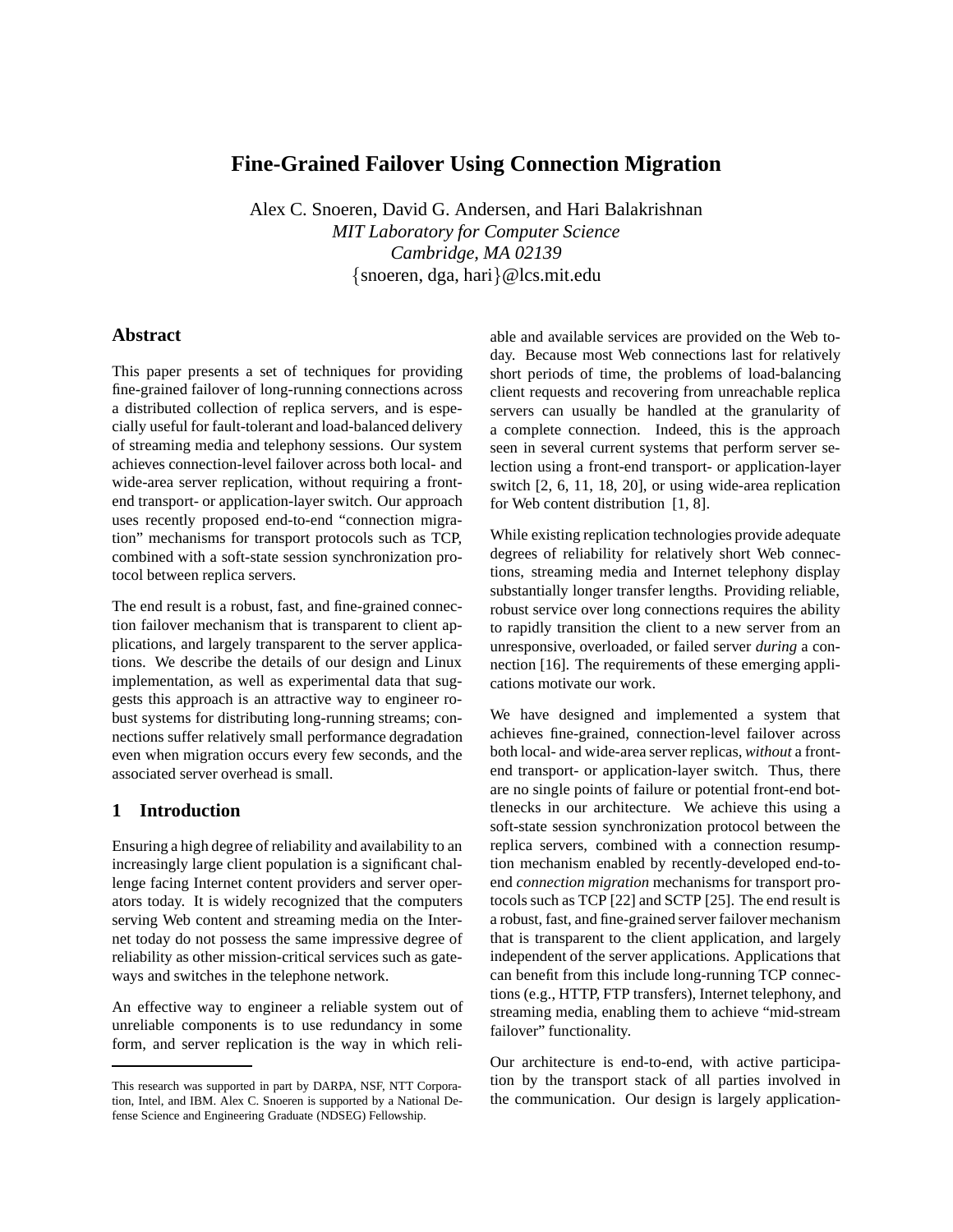# Fine-Grained Failover Using Connection Migration

Alex C. Snoeren, David G. Andersen, and Hari Balakrishnan
*MIT Laboratory for Computer Science*
*Cambridge, MA 02139*
{snoeren, dga, hari}@lcs.mit.edu

## Abstract

This paper presents a set of techniques for providing fine-grained failover of long-running connections across a distributed collection of replica servers, and is especially useful for fault-tolerant and load-balanced delivery of streaming media and telephony sessions. Our system achieves connection-level failover across both local- and wide-area server replication, without requiring a front-end transport- or application-layer switch. Our approach uses recently proposed end-to-end "connection migration" mechanisms for transport protocols such as TCP, combined with a soft-state session synchronization protocol between replica servers.

The end result is a robust, fast, and fine-grained connection failover mechanism that is transparent to client applications, and largely transparent to the server applications. We describe the details of our design and Linux implementation, as well as experimental data that suggests this approach is an attractive way to engineer robust systems for distributing long-running streams; connections suffer relatively small performance degradation even when migration occurs every few seconds, and the associated server overhead is small.

## 1 Introduction

Ensuring a high degree of reliability and availability to an increasingly large client population is a significant challenge facing Internet content providers and server operators today. It is widely recognized that the computers serving Web content and streaming media on the Internet today do not possess the same impressive degree of reliability as other mission-critical services such as gateways and switches in the telephone network.

An effective way to engineer a reliable system out of unreliable components is to use redundancy in some form, and server replication is the way in which reliable and available services are provided on the Web today. Because most Web connections last for relatively short periods of time, the problems of load-balancing client requests and recovering from unreachable replica servers can usually be handled at the granularity of a complete connection. Indeed, this is the approach seen in several current systems that perform server selection using a front-end transport- or application-layer switch [2, 6, 11, 18, 20], or using wide-area replication for Web content distribution [1, 8].

While existing replication technologies provide adequate degrees of reliability for relatively short Web connections, streaming media and Internet telephony display substantially longer transfer lengths. Providing reliable, robust service over long connections requires the ability to rapidly transition the client to a new server from an unresponsive, overloaded, or failed server *during* a connection [16]. The requirements of these emerging applications motivate our work.

We have designed and implemented a system that achieves fine-grained, connection-level failover across both local- and wide-area server replicas, *without* a front-end transport- or application-layer switch. Thus, there are no single points of failure or potential front-end bottlenecks in our architecture. We achieve this using a soft-state session synchronization protocol between the replica servers, combined with a connection resumption mechanism enabled by recently-developed end-to-end *connection migration* mechanisms for transport protocols such as TCP [22] and SCTP [25]. The end result is a robust, fast, and fine-grained server failover mechanism that is transparent to the client application, and largely independent of the server applications. Applications that can benefit from this include long-running TCP connections (e.g., HTTP, FTP transfers), Internet telephony, and streaming media, enabling them to achieve "mid-stream failover" functionality.

Our architecture is end-to-end, with active participation by the transport stack of all parties involved in the communication. Our design is largely application-

---

This research was supported in part by DARPA, NSF, NTT Corporation, Intel, and IBM. Alex C. Snoeren is supported by a National Defense Science and Engineering Graduate (NDSEG) Fellowship.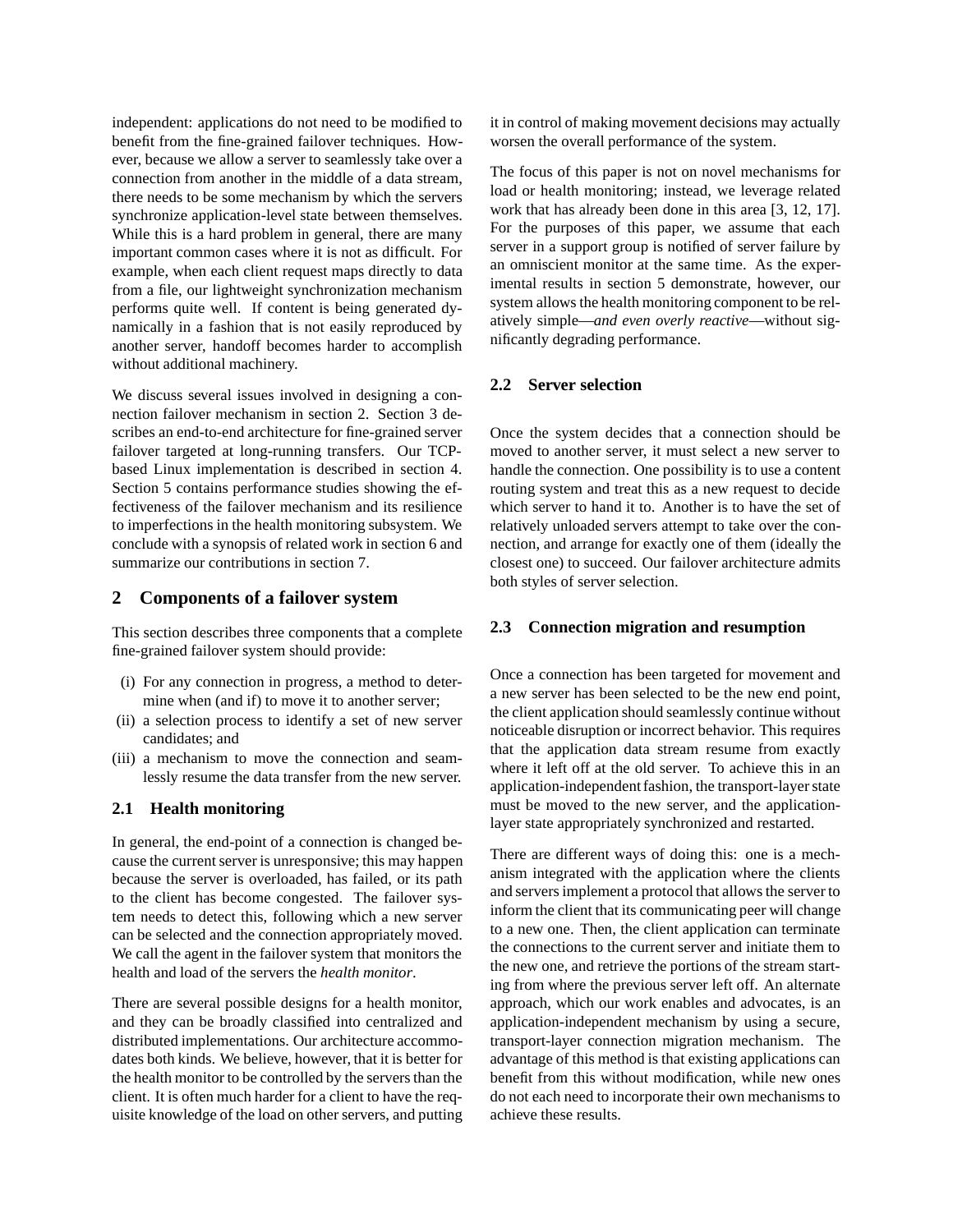independent: applications do not need to be modified to benefit from the fine-grained failover techniques. However, because we allow a server to seamlessly take over a connection from another in the middle of a data stream, there needs to be some mechanism by which the servers synchronize application-level state between themselves. While this is a hard problem in general, there are many important common cases where it is not as difficult. For example, when each client request maps directly to data from a file, our lightweight synchronization mechanism performs quite well. If content is being generated dynamically in a fashion that is not easily reproduced by another server, handoff becomes harder to accomplish without additional machinery.

We discuss several issues involved in designing a connection failover mechanism in section 2. Section 3 describes an end-to-end architecture for fine-grained server failover targeted at long-running transfers. Our TCP-based Linux implementation is described in section 4. Section 5 contains performance studies showing the effectiveness of the failover mechanism and its resilience to imperfections in the health monitoring subsystem. We conclude with a synopsis of related work in section 6 and summarize our contributions in section 7.

## 2 Components of a failover system

This section describes three components that a complete fine-grained failover system should provide:

(i) For any connection in progress, a method to determine when (and if) to move it to another server;
(ii) a selection process to identify a set of new server candidates; and
(iii) a mechanism to move the connection and seamlessly resume the data transfer from the new server.

### 2.1 Health monitoring

In general, the end-point of a connection is changed because the current server is unresponsive; this may happen because the server is overloaded, has failed, or its path to the client has become congested. The failover system needs to detect this, following which a new server can be selected and the connection appropriately moved. We call the agent in the failover system that monitors the health and load of the servers the *health monitor*.

There are several possible designs for a health monitor, and they can be broadly classified into centralized and distributed implementations. Our architecture accommodates both kinds. We believe, however, that it is better for the health monitor to be controlled by the servers than the client. It is often much harder for a client to have the requisite knowledge of the load on other servers, and putting it in control of making movement decisions may actually worsen the overall performance of the system.

The focus of this paper is not on novel mechanisms for load or health monitoring; instead, we leverage related work that has already been done in this area [3, 12, 17]. For the purposes of this paper, we assume that each server in a support group is notified of server failure by an omniscient monitor at the same time. As the experimental results in section 5 demonstrate, however, our system allows the health monitoring component to be relatively simple—*and even overly reactive*—without significantly degrading performance.

### 2.2 Server selection

Once the system decides that a connection should be moved to another server, it must select a new server to handle the connection. One possibility is to use a content routing system and treat this as a new request to decide which server to hand it to. Another is to have the set of relatively unloaded servers attempt to take over the connection, and arrange for exactly one of them (ideally the closest one) to succeed. Our failover architecture admits both styles of server selection.

### 2.3 Connection migration and resumption

Once a connection has been targeted for movement and a new server has been selected to be the new end point, the client application should seamlessly continue without noticeable disruption or incorrect behavior. This requires that the application data stream resume from exactly where it left off at the old server. To achieve this in an application-independent fashion, the transport-layer state must be moved to the new server, and the application-layer state appropriately synchronized and restarted.

There are different ways of doing this: one is a mechanism integrated with the application where the clients and servers implement a protocol that allows the server to inform the client that its communicating peer will change to a new one. Then, the client application can terminate the connections to the current server and initiate them to the new one, and retrieve the portions of the stream starting from where the previous server left off. An alternate approach, which our work enables and advocates, is an application-independent mechanism by using a secure, transport-layer connection migration mechanism. The advantage of this method is that existing applications can benefit from this without modification, while new ones do not each need to incorporate their own mechanisms to achieve these results.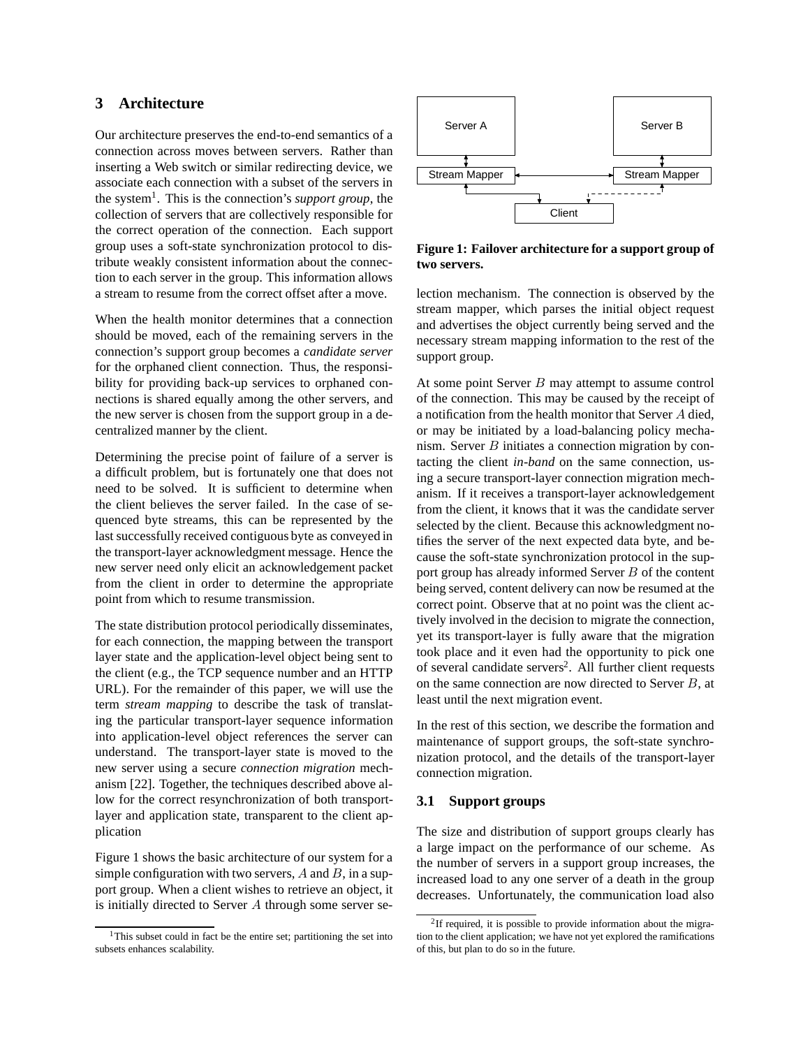## 3 Architecture

Our architecture preserves the end-to-end semantics of a connection across moves between servers. Rather than inserting a Web switch or similar redirecting device, we associate each connection with a subset of the servers in the system[1]. This is the connection's *support group*, the collection of servers that are collectively responsible for the correct operation of the connection. Each support group uses a soft-state synchronization protocol to distribute weakly consistent information about the connection to each server in the group. This information allows a stream to resume from the correct offset after a move.

When the health monitor determines that a connection should be moved, each of the remaining servers in the connection's support group becomes a *candidate server* for the orphaned client connection. Thus, the responsibility for providing back-up services to orphaned connections is shared equally among the other servers, and the new server is chosen from the support group in a decentralized manner by the client.

Determining the precise point of failure of a server is a difficult problem, but is fortunately one that does not need to be solved. It is sufficient to determine when the client believes the server failed. In the case of sequenced byte streams, this can be represented by the last successfully received contiguous byte as conveyed in the transport-layer acknowledgment message. Hence the new server need only elicit an acknowledgement packet from the client in order to determine the appropriate point from which to resume transmission.

The state distribution protocol periodically disseminates, for each connection, the mapping between the transport layer state and the application-level object being sent to the client (e.g., the TCP sequence number and an HTTP URL). For the remainder of this paper, we will use the term *stream mapping* to describe the task of translating the particular transport-layer sequence information into application-level object references the server can understand. The transport-layer state is moved to the new server using a secure *connection migration* mechanism [22]. Together, the techniques described above allow for the correct resynchronization of both transport-layer and application state, transparent to the client application

Figure 1 shows the basic architecture of our system for a simple configuration with two servers, $A$ and $B$, in a support group. When a client wishes to retrieve an object, it is initially directed to Server $A$ through some server selection mechanism. The connection is observed by the stream mapper, which parses the initial object request and advertises the object currently being served and the necessary stream mapping information to the rest of the support group.

**Figure 1: Failover architecture for a support group of two servers.**

At some point Server $B$ may attempt to assume control of the connection. This may be caused by the receipt of a notification from the health monitor that Server $A$ died, or may be initiated by a load-balancing policy mechanism. Server $B$ initiates a connection migration by contacting the client *in-band* on the same connection, using a secure transport-layer connection migration mechanism. If it receives a transport-layer acknowledgement from the client, it knows that it was the candidate server selected by the client. Because this acknowledgment notifies the server of the next expected data byte, and because the soft-state synchronization protocol in the support group has already informed Server $B$ of the content being served, content delivery can now be resumed at the correct point. Observe that at no point was the client actively involved in the decision to migrate the connection, yet its transport-layer is fully aware that the migration took place and it even had the opportunity to pick one of several candidate servers[2]. All further client requests on the same connection are now directed to Server $B$, at least until the next migration event.

In the rest of this section, we describe the formation and maintenance of support groups, the soft-state synchronization protocol, and the details of the transport-layer connection migration.

### 3.1 Support groups

The size and distribution of support groups clearly has a large impact on the performance of our scheme. As the number of servers in a support group increases, the increased load to any one server of a death in the group decreases. Unfortunately, the communication load also

[1]This subset could in fact be the entire set; partitioning the set into subsets enhances scalability.

[2]If required, it is possible to provide information about the migration to the client application; we have not yet explored the ramifications of this, but plan to do so in the future.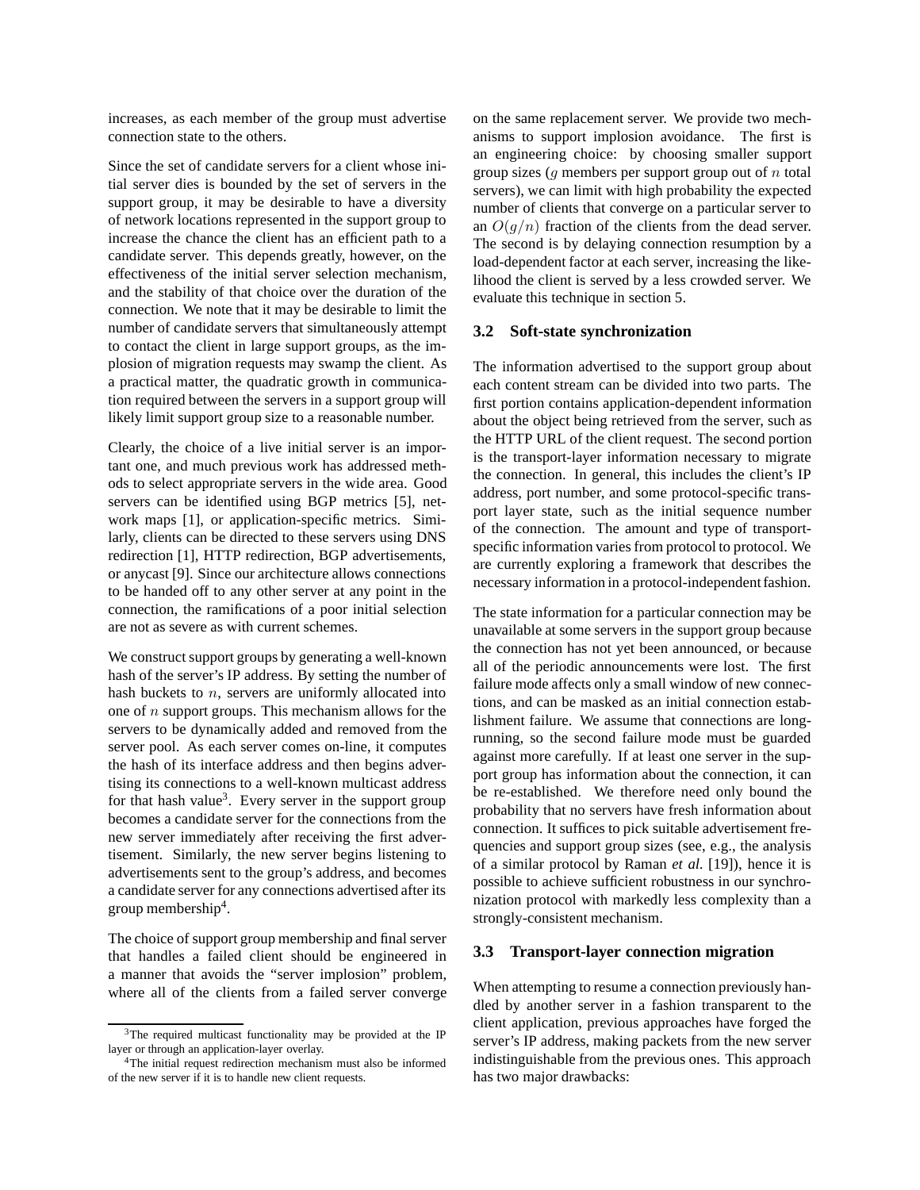increases, as each member of the group must advertise connection state to the others.

Since the set of candidate servers for a client whose initial server dies is bounded by the set of servers in the support group, it may be desirable to have a diversity of network locations represented in the support group to increase the chance the client has an efficient path to a candidate server. This depends greatly, however, on the effectiveness of the initial server selection mechanism, and the stability of that choice over the duration of the connection. We note that it may be desirable to limit the number of candidate servers that simultaneously attempt to contact the client in large support groups, as the implosion of migration requests may swamp the client. As a practical matter, the quadratic growth in communication required between the servers in a support group will likely limit support group size to a reasonable number.

Clearly, the choice of a live initial server is an important one, and much previous work has addressed methods to select appropriate servers in the wide area. Good servers can be identified using BGP metrics [5], network maps [1], or application-specific metrics. Similarly, clients can be directed to these servers using DNS redirection [1], HTTP redirection, BGP advertisements, or anycast [9]. Since our architecture allows connections to be handed off to any other server at any point in the connection, the ramifications of a poor initial selection are not as severe as with current schemes.

We construct support groups by generating a well-known hash of the server's IP address. By setting the number of hash buckets to $n$, servers are uniformly allocated into one of $n$ support groups. This mechanism allows for the servers to be dynamically added and removed from the server pool. As each server comes on-line, it computes the hash of its interface address and then begins advertising its connections to a well-known multicast address for that hash value[3]. Every server in the support group becomes a candidate server for the connections from the new server immediately after receiving the first advertisement. Similarly, the new server begins listening to advertisements sent to the group's address, and becomes a candidate server for any connections advertised after its group membership[4].

The choice of support group membership and final server that handles a failed client should be engineered in a manner that avoids the "server implosion" problem, where all of the clients from a failed server converge on the same replacement server. We provide two mechanisms to support implosion avoidance. The first is an engineering choice: by choosing smaller support group sizes ($g$ members per support group out of $n$ total servers), we can limit with high probability the expected number of clients that converge on a particular server to an $O(g/n)$ fraction of the clients from the dead server. The second is by delaying connection resumption by a load-dependent factor at each server, increasing the likelihood the client is served by a less crowded server. We evaluate this technique in section 5.

### 3.2 Soft-state synchronization

The information advertised to the support group about each content stream can be divided into two parts. The first portion contains application-dependent information about the object being retrieved from the server, such as the HTTP URL of the client request. The second portion is the transport-layer information necessary to migrate the connection. In general, this includes the client's IP address, port number, and some protocol-specific transport layer state, such as the initial sequence number of the connection. The amount and type of transport-specific information varies from protocol to protocol. We are currently exploring a framework that describes the necessary information in a protocol-independent fashion.

The state information for a particular connection may be unavailable at some servers in the support group because the connection has not yet been announced, or because all of the periodic announcements were lost. The first failure mode affects only a small window of new connections, and can be masked as an initial connection establishment failure. We assume that connections are long-running, so the second failure mode must be guarded against more carefully. If at least one server in the support group has information about the connection, it can be re-established. We therefore need only bound the probability that no servers have fresh information about connection. It suffices to pick suitable advertisement frequencies and support group sizes (see, e.g., the analysis of a similar protocol by Raman *et al.* [19]), hence it is possible to achieve sufficient robustness in our synchronization protocol with markedly less complexity than a strongly-consistent mechanism.

### 3.3 Transport-layer connection migration

When attempting to resume a connection previously handled by another server in a fashion transparent to the client application, previous approaches have forged the server's IP address, making packets from the new server indistinguishable from the previous ones. This approach has two major drawbacks:

[3] The required multicast functionality may be provided at the IP layer or through an application-layer overlay.

[4] The initial request redirection mechanism must also be informed of the new server if it is to handle new client requests.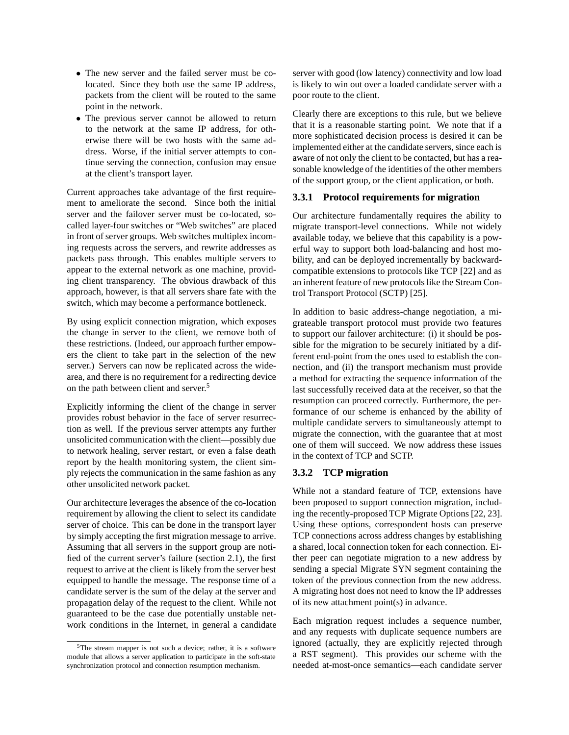- The new server and the failed server must be co-located. Since they both use the same IP address, packets from the client will be routed to the same point in the network.
- The previous server cannot be allowed to return to the network at the same IP address, for otherwise there will be two hosts with the same address. Worse, if the initial server attempts to continue serving the connection, confusion may ensue at the client's transport layer.

Current approaches take advantage of the first requirement to ameliorate the second. Since both the initial server and the failover server must be co-located, so-called layer-four switches or "Web switches" are placed in front of server groups. Web switches multiplex incoming requests across the servers, and rewrite addresses as packets pass through. This enables multiple servers to appear to the external network as one machine, providing client transparency. The obvious drawback of this approach, however, is that all servers share fate with the switch, which may become a performance bottleneck.

By using explicit connection migration, which exposes the change in server to the client, we remove both of these restrictions. (Indeed, our approach further empowers the client to take part in the selection of the new server.) Servers can now be replicated across the wide-area, and there is no requirement for a redirecting device on the path between client and server.[5]

Explicitly informing the client of the change in server provides robust behavior in the face of server resurrection as well. If the previous server attempts any further unsolicited communication with the client—possibly due to network healing, server restart, or even a false death report by the health monitoring system, the client simply rejects the communication in the same fashion as any other unsolicited network packet.

Our architecture leverages the absence of the co-location requirement by allowing the client to select its candidate server of choice. This can be done in the transport layer by simply accepting the first migration message to arrive. Assuming that all servers in the support group are notified of the current server's failure (section 2.1), the first request to arrive at the client is likely from the server best equipped to handle the message. The response time of a candidate server is the sum of the delay at the server and propagation delay of the request to the client. While not guaranteed to be the case due potentially unstable network conditions in the Internet, in general a candidate server with good (low latency) connectivity and low load is likely to win out over a loaded candidate server with a poor route to the client.

Clearly there are exceptions to this rule, but we believe that it is a reasonable starting point. We note that if a more sophisticated decision process is desired it can be implemented either at the candidate servers, since each is aware of not only the client to be contacted, but has a reasonable knowledge of the identities of the other members of the support group, or the client application, or both.

### 3.3.1 Protocol requirements for migration

Our architecture fundamentally requires the ability to migrate transport-level connections. While not widely available today, we believe that this capability is a powerful way to support both load-balancing and host mobility, and can be deployed incrementally by backward-compatible extensions to protocols like TCP [22] and as an inherent feature of new protocols like the Stream Control Transport Protocol (SCTP) [25].

In addition to basic address-change negotiation, a migrateable transport protocol must provide two features to support our failover architecture: (i) it should be possible for the migration to be securely initiated by a different end-point from the ones used to establish the connection, and (ii) the transport mechanism must provide a method for extracting the sequence information of the last successfully received data at the receiver, so that the resumption can proceed correctly. Furthermore, the performance of our scheme is enhanced by the ability of multiple candidate servers to simultaneously attempt to migrate the connection, with the guarantee that at most one of them will succeed. We now address these issues in the context of TCP and SCTP.

### 3.3.2 TCP migration

While not a standard feature of TCP, extensions have been proposed to support connection migration, including the recently-proposed TCP Migrate Options [22, 23]. Using these options, correspondent hosts can preserve TCP connections across address changes by establishing a shared, local connection token for each connection. Either peer can negotiate migration to a new address by sending a special Migrate SYN segment containing the token of the previous connection from the new address. A migrating host does not need to know the IP addresses of its new attachment point(s) in advance.

Each migration request includes a sequence number, and any requests with duplicate sequence numbers are ignored (actually, they are explicitly rejected through a RST segment). This provides our scheme with the needed at-most-once semantics—each candidate server

[5] The stream mapper is not such a device; rather, it is a software module that allows a server application to participate in the soft-state synchronization protocol and connection resumption mechanism.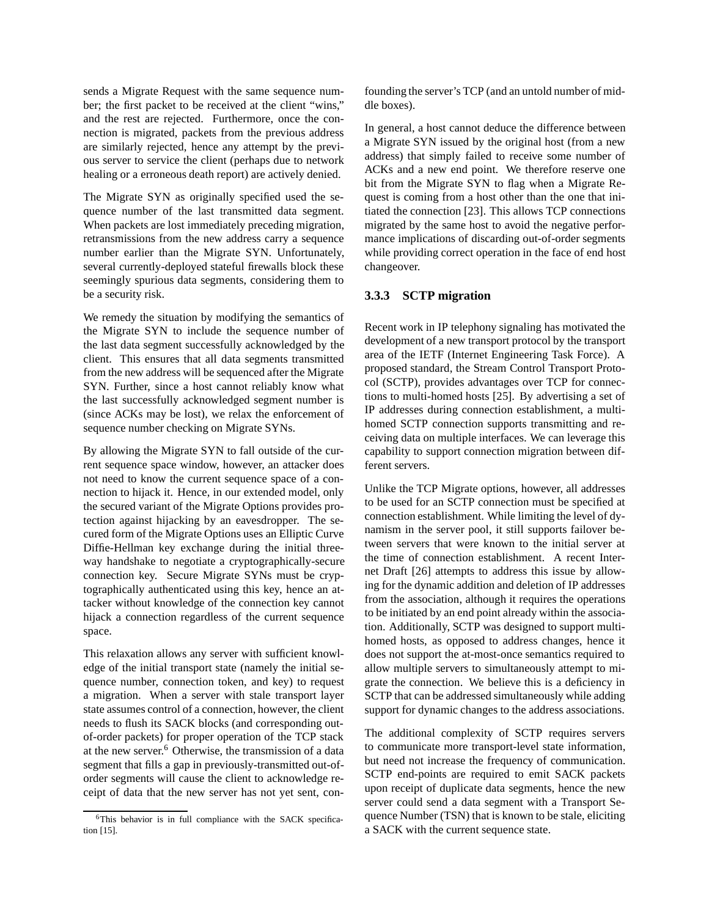sends a Migrate Request with the same sequence number; the first packet to be received at the client "wins," and the rest are rejected. Furthermore, once the connection is migrated, packets from the previous address are similarly rejected, hence any attempt by the previous server to service the client (perhaps due to network healing or a erroneous death report) are actively denied.

The Migrate SYN as originally specified used the sequence number of the last transmitted data segment. When packets are lost immediately preceding migration, retransmissions from the new address carry a sequence number earlier than the Migrate SYN. Unfortunately, several currently-deployed stateful firewalls block these seemingly spurious data segments, considering them to be a security risk.

We remedy the situation by modifying the semantics of the Migrate SYN to include the sequence number of the last data segment successfully acknowledged by the client. This ensures that all data segments transmitted from the new address will be sequenced after the Migrate SYN. Further, since a host cannot reliably know what the last successfully acknowledged segment number is (since ACKs may be lost), we relax the enforcement of sequence number checking on Migrate SYNs.

By allowing the Migrate SYN to fall outside of the current sequence space window, however, an attacker does not need to know the current sequence space of a connection to hijack it. Hence, in our extended model, only the secured variant of the Migrate Options provides protection against hijacking by an eavesdropper. The secured form of the Migrate Options uses an Elliptic Curve Diffie-Hellman key exchange during the initial three-way handshake to negotiate a cryptographically-secure connection key. Secure Migrate SYNs must be cryptographically authenticated using this key, hence an attacker without knowledge of the connection key cannot hijack a connection regardless of the current sequence space.

This relaxation allows any server with sufficient knowledge of the initial transport state (namely the initial sequence number, connection token, and key) to request a migration. When a server with stale transport layer state assumes control of a connection, however, the client needs to flush its SACK blocks (and corresponding out-of-order packets) for proper operation of the TCP stack at the new server.[6] Otherwise, the transmission of a data segment that fills a gap in previously-transmitted out-of-order segments will cause the client to acknowledge receipt of data that the new server has not yet sent, confounding the server's TCP (and an untold number of middle boxes).

In general, a host cannot deduce the difference between a Migrate SYN issued by the original host (from a new address) that simply failed to receive some number of ACKs and a new end point. We therefore reserve one bit from the Migrate SYN to flag when a Migrate Request is coming from a host other than the one that initiated the connection [23]. This allows TCP connections migrated by the same host to avoid the negative performance implications of discarding out-of-order segments while providing correct operation in the face of end host changeover.

### 3.3.3 SCTP migration

Recent work in IP telephony signaling has motivated the development of a new transport protocol by the transport area of the IETF (Internet Engineering Task Force). A proposed standard, the Stream Control Transport Protocol (SCTP), provides advantages over TCP for connections to multi-homed hosts [25]. By advertising a set of IP addresses during connection establishment, a multi-homed SCTP connection supports transmitting and receiving data on multiple interfaces. We can leverage this capability to support connection migration between different servers.

Unlike the TCP Migrate options, however, all addresses to be used for an SCTP connection must be specified at connection establishment. While limiting the level of dynamism in the server pool, it still supports failover between servers that were known to the initial server at the time of connection establishment. A recent Internet Draft [26] attempts to address this issue by allowing for the dynamic addition and deletion of IP addresses from the association, although it requires the operations to be initiated by an end point already within the association. Additionally, SCTP was designed to support multi-homed hosts, as opposed to address changes, hence it does not support the at-most-once semantics required to allow multiple servers to simultaneously attempt to migrate the connection. We believe this is a deficiency in SCTP that can be addressed simultaneously while adding support for dynamic changes to the address associations.

The additional complexity of SCTP requires servers to communicate more transport-level state information, but need not increase the frequency of communication. SCTP end-points are required to emit SACK packets upon receipt of duplicate data segments, hence the new server could send a data segment with a Transport Sequence Number (TSN) that is known to be stale, eliciting a SACK with the current sequence state.

[6] This behavior is in full compliance with the SACK specification [15].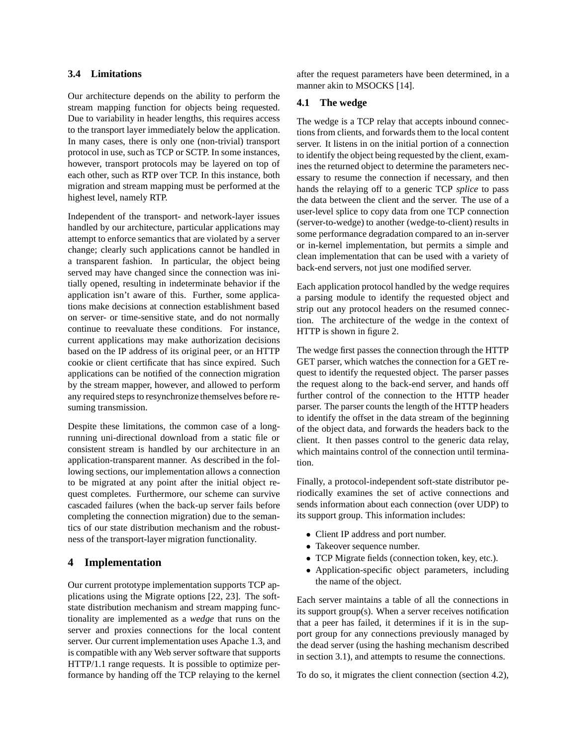### 3.4 Limitations

Our architecture depends on the ability to perform the stream mapping function for objects being requested. Due to variability in header lengths, this requires access to the transport layer immediately below the application. In many cases, there is only one (non-trivial) transport protocol in use, such as TCP or SCTP. In some instances, however, transport protocols may be layered on top of each other, such as RTP over TCP. In this instance, both migration and stream mapping must be performed at the highest level, namely RTP.

Independent of the transport- and network-layer issues handled by our architecture, particular applications may attempt to enforce semantics that are violated by a server change; clearly such applications cannot be handled in a transparent fashion. In particular, the object being served may have changed since the connection was initially opened, resulting in indeterminate behavior if the application isn't aware of this. Further, some applications make decisions at connection establishment based on server- or time-sensitive state, and do not normally continue to reevaluate these conditions. For instance, current applications may make authorization decisions based on the IP address of its original peer, or an HTTP cookie or client certificate that has since expired. Such applications can be notified of the connection migration by the stream mapper, however, and allowed to perform any required steps to resynchronize themselves before resuming transmission.

Despite these limitations, the common case of a long-running uni-directional download from a static file or consistent stream is handled by our architecture in an application-transparent manner. As described in the following sections, our implementation allows a connection to be migrated at any point after the initial object request completes. Furthermore, our scheme can survive cascaded failures (when the back-up server fails before completing the connection migration) due to the semantics of our state distribution mechanism and the robustness of the transport-layer migration functionality.

## 4 Implementation

Our current prototype implementation supports TCP applications using the Migrate options [22, 23]. The soft-state distribution mechanism and stream mapping functionality are implemented as a *wedge* that runs on the server and proxies connections for the local content server. Our current implementation uses Apache 1.3, and is compatible with any Web server software that supports HTTP/1.1 range requests. It is possible to optimize performance by handing off the TCP relaying to the kernel after the request parameters have been determined, in a manner akin to MSOCKS [14].

### 4.1 The wedge

The wedge is a TCP relay that accepts inbound connections from clients, and forwards them to the local content server. It listens in on the initial portion of a connection to identify the object being requested by the client, examines the returned object to determine the parameters necessary to resume the connection if necessary, and then hands the relaying off to a generic TCP *splice* to pass the data between the client and the server. The use of a user-level splice to copy data from one TCP connection (server-to-wedge) to another (wedge-to-client) results in some performance degradation compared to an in-server or in-kernel implementation, but permits a simple and clean implementation that can be used with a variety of back-end servers, not just one modified server.

Each application protocol handled by the wedge requires a parsing module to identify the requested object and strip out any protocol headers on the resumed connection. The architecture of the wedge in the context of HTTP is shown in figure 2.

The wedge first passes the connection through the HTTP GET parser, which watches the connection for a GET request to identify the requested object. The parser passes the request along to the back-end server, and hands off further control of the connection to the HTTP header parser. The parser counts the length of the HTTP headers to identify the offset in the data stream of the beginning of the object data, and forwards the headers back to the client. It then passes control to the generic data relay, which maintains control of the connection until termination.

Finally, a protocol-independent soft-state distributor periodically examines the set of active connections and sends information about each connection (over UDP) to its support group. This information includes:

- Client IP address and port number.
- Takeover sequence number.
- TCP Migrate fields (connection token, key, etc.).
- Application-specific object parameters, including the name of the object.

Each server maintains a table of all the connections in its support group(s). When a server receives notification that a peer has failed, it determines if it is in the support group for any connections previously managed by the dead server (using the hashing mechanism described in section 3.1), and attempts to resume the connections.

To do so, it migrates the client connection (section 4.2),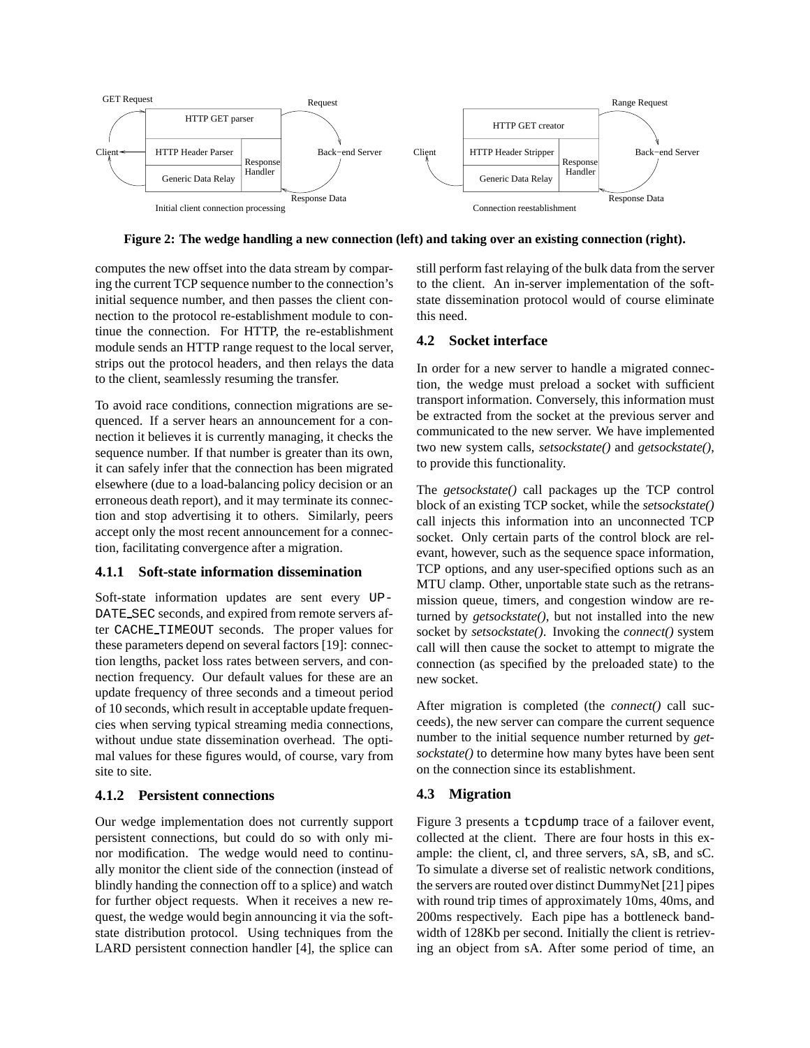**Figure 2: The wedge handling a new connection (left) and taking over an existing connection (right).**

computes the new offset into the data stream by comparing the current TCP sequence number to the connection's initial sequence number, and then passes the client connection to the protocol re-establishment module to continue the connection. For HTTP, the re-establishment module sends an HTTP range request to the local server, strips out the protocol headers, and then relays the data to the client, seamlessly resuming the transfer.

To avoid race conditions, connection migrations are sequenced. If a server hears an announcement for a connection it believes it is currently managing, it checks the sequence number. If that number is greater than its own, it can safely infer that the connection has been migrated elsewhere (due to a load-balancing policy decision or an erroneous death report), and it may terminate its connection and stop advertising it to others. Similarly, peers accept only the most recent announcement for a connection, facilitating convergence after a migration.

### 4.1.1 Soft-state information dissemination

Soft-state information updates are sent every UPDATE_SEC seconds, and expired from remote servers after CACHE_TIMEOUT seconds. The proper values for these parameters depend on several factors [19]: connection lengths, packet loss rates between servers, and connection frequency. Our default values for these are an update frequency of three seconds and a timeout period of 10 seconds, which result in acceptable update frequencies when serving typical streaming media connections, without undue state dissemination overhead. The optimal values for these figures would, of course, vary from site to site.

### 4.1.2 Persistent connections

Our wedge implementation does not currently support persistent connections, but could do so with only minor modification. The wedge would need to continually monitor the client side of the connection (instead of blindly handing the connection off to a splice) and watch for further object requests. When it receives a new request, the wedge would begin announcing it via the soft-state distribution protocol. Using techniques from the LARD persistent connection handler [4], the splice can still perform fast relaying of the bulk data from the server to the client. An in-server implementation of the soft-state dissemination protocol would of course eliminate this need.

## 4.2 Socket interface

In order for a new server to handle a migrated connection, the wedge must preload a socket with sufficient transport information. Conversely, this information must be extracted from the socket at the previous server and communicated to the new server. We have implemented two new system calls, *setsockstate()* and *getsockstate()*, to provide this functionality.

The *getsockstate()* call packages up the TCP control block of an existing TCP socket, while the *setsockstate()* call injects this information into an unconnected TCP socket. Only certain parts of the control block are relevant, however, such as the sequence space information, TCP options, and any user-specified options such as an MTU clamp. Other, unportable state such as the retransmission queue, timers, and congestion window are returned by *getsockstate()*, but not installed into the new socket by *setsockstate()*. Invoking the *connect()* system call will then cause the socket to attempt to migrate the connection (as specified by the preloaded state) to the new socket.

After migration is completed (the *connect()* call succeeds), the new server can compare the current sequence number to the initial sequence number returned by *getsockstate()* to determine how many bytes have been sent on the connection since its establishment.

## 4.3 Migration

Figure 3 presents a `tcpdump` trace of a failover event, collected at the client. There are four hosts in this example: the client, cl, and three servers, sA, sB, and sC. To simulate a diverse set of realistic network conditions, the servers are routed over distinct DummyNet [21] pipes with round trip times of approximately 10ms, 40ms, and 200ms respectively. Each pipe has a bottleneck bandwidth of 128Kb per second. Initially the client is retrieving an object from sA. After some period of time, an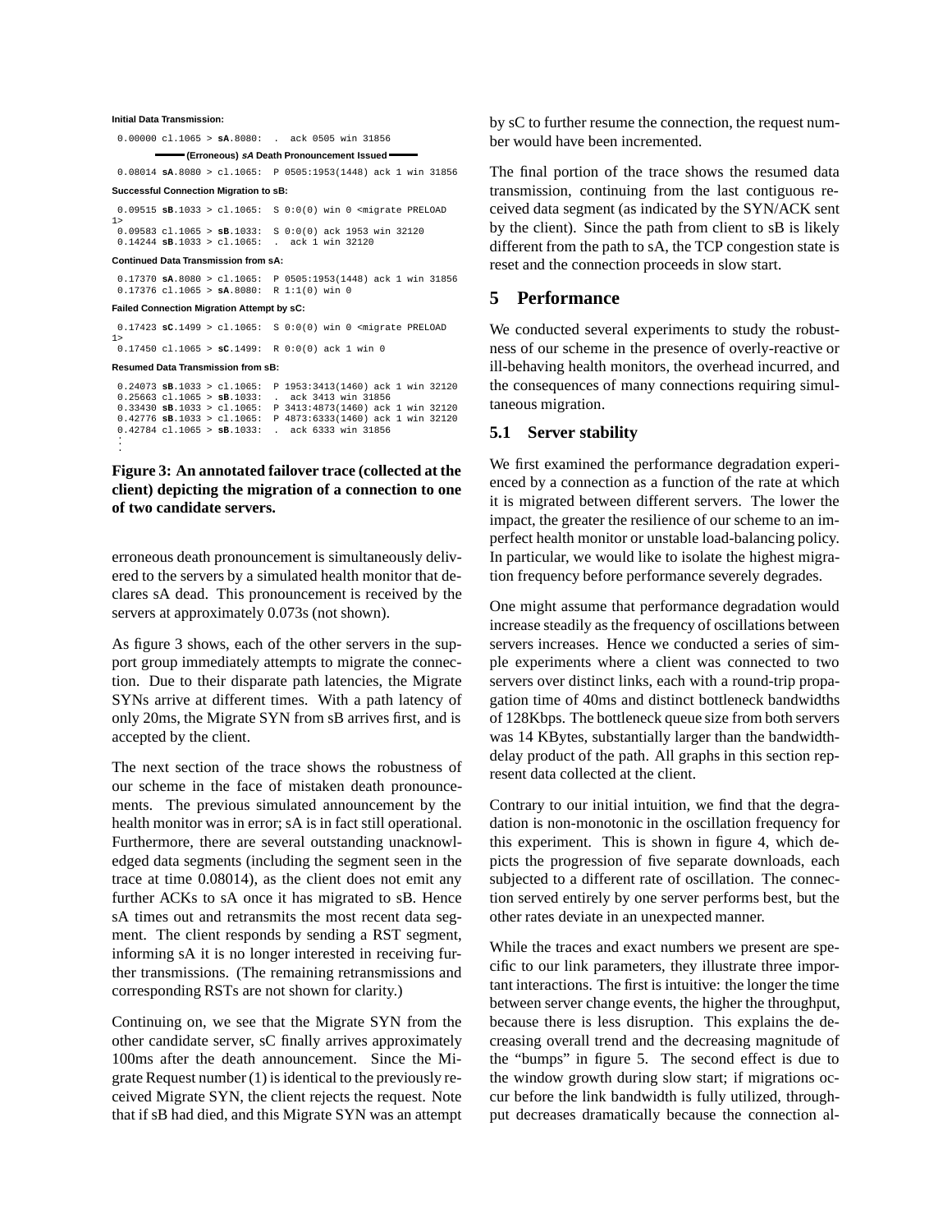**Initial Data Transmission:**

```
0.00000 cl.1065 > sA.8080:  .  ack 0505 win 31856
```

**(Erroneous) *sA* Death Pronouncement Issued**

```
0.08014 sA.8080 > cl.1065:  P 0505:1953(1448) ack 1 win 31856
```

**Successful Connection Migration to sB:**

```
0.09515 sB.1033 > cl.1065:  S 0:0(0) win 0 <migrate PRELOAD 1>
0.09583 cl.1065 > sB.1033:  S 0:0(0) ack 1953 win 32120
0.14244 sB.1033 > cl.1065:  .  ack 1 win 32120
```

**Continued Data Transmission from sA:**

```
0.17370 sA.8080 > cl.1065:  P 0505:1953(1448) ack 1 win 31856
0.17376 cl.1065 > sA.8080:  R 1:1(0) win 0
```

**Failed Connection Migration Attempt by sC:**

```
0.17423 sC.1499 > cl.1065:  S 0:0(0) win 0 <migrate PRELOAD 1>
0.17450 cl.1065 > sC.1499:  R 0:0(0) ack 1 win 0
```

**Resumed Data Transmission from sB:**

```
0.24073 sB.1033 > cl.1065:  P 1953:3413(1460) ack 1 win 32120
0.25663 cl.1065 > sB.1033:  .  ack 3413 win 31856
0.33430 sB.1033 > cl.1065:  P 3413:4873(1460) ack 1 win 32120
0.42776 sB.1033 > cl.1065:  P 4873:6333(1460) ack 1 win 32120
0.42784 cl.1065 > sB.1033:  .  ack 6333 win 31856
:
:
```

**Figure 3: An annotated failover trace (collected at the client) depicting the migration of a connection to one of two candidate servers.**

erroneous death pronouncement is simultaneously delivered to the servers by a simulated health monitor that declares sA dead. This pronouncement is received by the servers at approximately 0.073s (not shown).

As figure 3 shows, each of the other servers in the support group immediately attempts to migrate the connection. Due to their disparate path latencies, the Migrate SYNs arrive at different times. With a path latency of only 20ms, the Migrate SYN from sB arrives first, and is accepted by the client.

The next section of the trace shows the robustness of our scheme in the face of mistaken death pronouncements. The previous simulated announcement by the health monitor was in error; sA is in fact still operational. Furthermore, there are several outstanding unacknowledged data segments (including the segment seen in the trace at time 0.08014), as the client does not emit any further ACKs to sA once it has migrated to sB. Hence sA times out and retransmits the most recent data segment. The client responds by sending a RST segment, informing sA it is no longer interested in receiving further transmissions. (The remaining retransmissions and corresponding RSTs are not shown for clarity.)

Continuing on, we see that the Migrate SYN from the other candidate server, sC finally arrives approximately 100ms after the death announcement. Since the Migrate Request number (1) is identical to the previously received Migrate SYN, the client rejects the request. Note that if sB had died, and this Migrate SYN was an attempt by sC to further resume the connection, the request number would have been incremented.

The final portion of the trace shows the resumed data transmission, continuing from the last contiguous received data segment (as indicated by the SYN/ACK sent by the client). Since the path from client to sB is likely different from the path to sA, the TCP congestion state is reset and the connection proceeds in slow start.

## 5 Performance

We conducted several experiments to study the robustness of our scheme in the presence of overly-reactive or ill-behaving health monitors, the overhead incurred, and the consequences of many connections requiring simultaneous migration.

### 5.1 Server stability

We first examined the performance degradation experienced by a connection as a function of the rate at which it is migrated between different servers. The lower the impact, the greater the resilience of our scheme to an imperfect health monitor or unstable load-balancing policy. In particular, we would like to isolate the highest migration frequency before performance severely degrades.

One might assume that performance degradation would increase steadily as the frequency of oscillations between servers increases. Hence we conducted a series of simple experiments where a client was connected to two servers over distinct links, each with a round-trip propagation time of 40ms and distinct bottleneck bandwidths of 128Kbps. The bottleneck queue size from both servers was 14 KBytes, substantially larger than the bandwidth-delay product of the path. All graphs in this section represent data collected at the client.

Contrary to our initial intuition, we find that the degradation is non-monotonic in the oscillation frequency for this experiment. This is shown in figure 4, which depicts the progression of five separate downloads, each subjected to a different rate of oscillation. The connection served entirely by one server performs best, but the other rates deviate in an unexpected manner.

While the traces and exact numbers we present are specific to our link parameters, they illustrate three important interactions. The first is intuitive: the longer the time between server change events, the higher the throughput, because there is less disruption. This explains the decreasing overall trend and the decreasing magnitude of the "bumps" in figure 5. The second effect is due to the window growth during slow start; if migrations occur before the link bandwidth is fully utilized, throughput decreases dramatically because the connection al-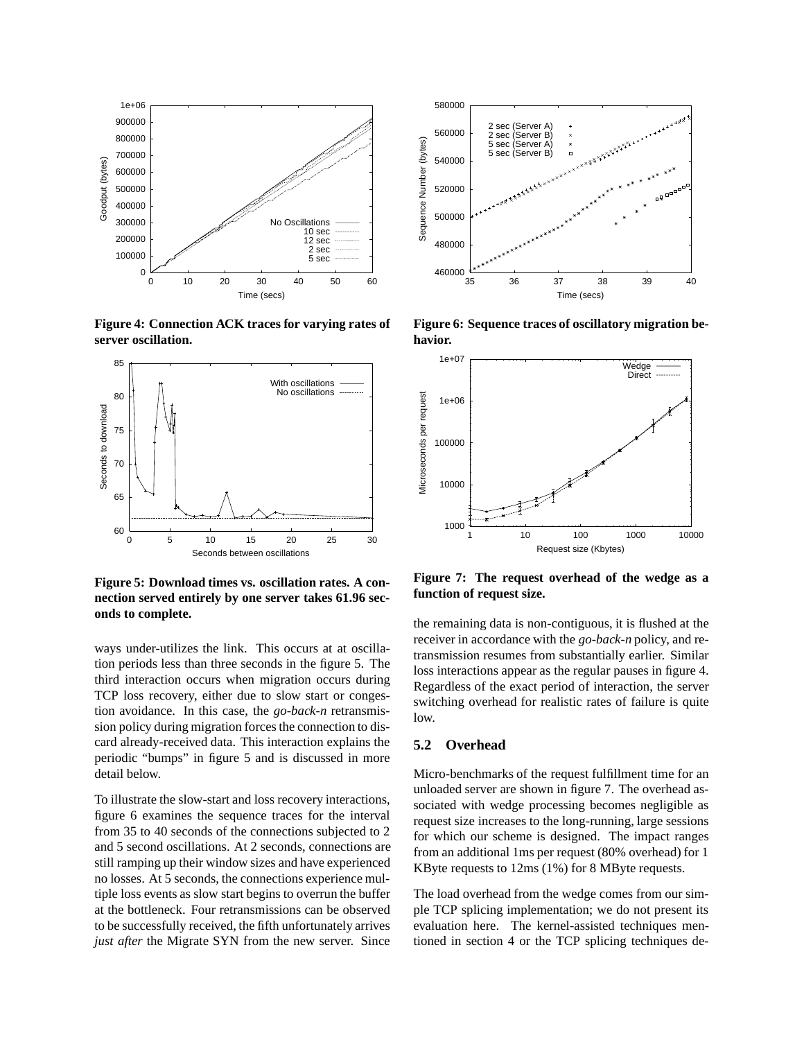**Figure 4: Connection ACK traces for varying rates of server oscillation.**

**Figure 5: Download times vs. oscillation rates. A connection served entirely by one server takes 61.96 seconds to complete.**

ways under-utilizes the link. This occurs at at oscillation periods less than three seconds in the figure 5. The third interaction occurs when migration occurs during TCP loss recovery, either due to slow start or congestion avoidance. In this case, the *go-back-n* retransmission policy during migration forces the connection to discard already-received data. This interaction explains the periodic "bumps" in figure 5 and is discussed in more detail below.

To illustrate the slow-start and loss recovery interactions, figure 6 examines the sequence traces for the interval from 35 to 40 seconds of the connections subjected to 2 and 5 second oscillations. At 2 seconds, connections are still ramping up their window sizes and have experienced no losses. At 5 seconds, the connections experience multiple loss events as slow start begins to overrun the buffer at the bottleneck. Four retransmissions can be observed to be successfully received, the fifth unfortunately arrives *just after* the Migrate SYN from the new server. Since the remaining data is non-contiguous, it is flushed at the receiver in accordance with the *go-back-n* policy, and retransmission resumes from substantially earlier. Similar loss interactions appear as the regular pauses in figure 4. Regardless of the exact period of interaction, the server switching overhead for realistic rates of failure is quite low.

**Figure 6: Sequence traces of oscillatory migration behavior.**

**Figure 7: The request overhead of the wedge as a function of request size.**

## 5.2 Overhead

Micro-benchmarks of the request fulfillment time for an unloaded server are shown in figure 7. The overhead associated with wedge processing becomes negligible as request size increases to the long-running, large sessions for which our scheme is designed. The impact ranges from an additional 1ms per request (80% overhead) for 1 KByte requests to 12ms (1%) for 8 MByte requests.

The load overhead from the wedge comes from our simple TCP splicing implementation; we do not present its evaluation here. The kernel-assisted techniques mentioned in section 4 or the TCP splicing techniques de-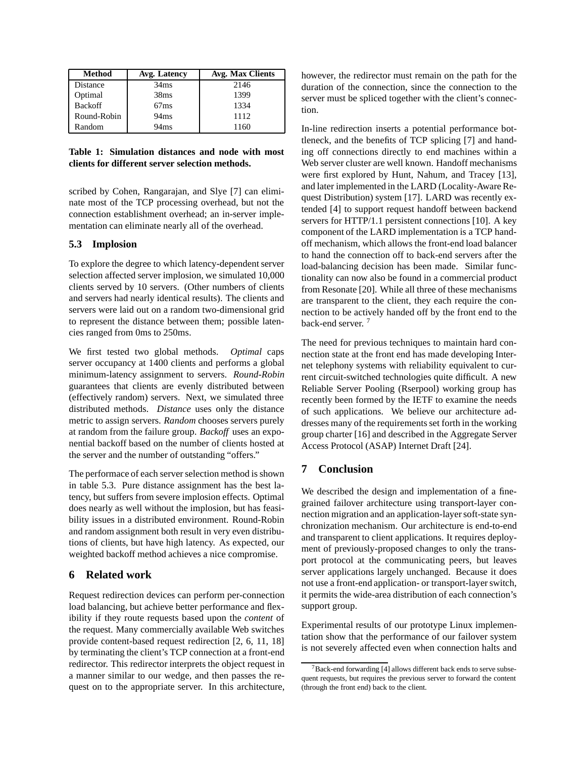| Method | Avg. Latency | Avg. Max Clients |
|---|---|---|
| Distance | 34ms | 2146 |
| Optimal | 38ms | 1399 |
| Backoff | 67ms | 1334 |
| Round-Robin | 94ms | 1112 |
| Random | 94ms | 1160 |

**Table 1: Simulation distances and node with most clients for different server selection methods.**

scribed by Cohen, Rangarajan, and Slye [7] can eliminate most of the TCP processing overhead, but not the connection establishment overhead; an in-server implementation can eliminate nearly all of the overhead.

### 5.3 Implosion

To explore the degree to which latency-dependent server selection affected server implosion, we simulated 10,000 clients served by 10 servers. (Other numbers of clients and servers had nearly identical results). The clients and servers were laid out on a random two-dimensional grid to represent the distance between them; possible latencies ranged from 0ms to 250ms.

We first tested two global methods. *Optimal* caps server occupancy at 1400 clients and performs a global minimum-latency assignment to servers. *Round-Robin* guarantees that clients are evenly distributed between (effectively random) servers. Next, we simulated three distributed methods. *Distance* uses only the distance metric to assign servers. *Random* chooses servers purely at random from the failure group. *Backoff* uses an exponential backoff based on the number of clients hosted at the server and the number of outstanding "offers."

The performace of each server selection method is shown in table 5.3. Pure distance assignment has the best latency, but suffers from severe implosion effects. Optimal does nearly as well without the implosion, but has feasibility issues in a distributed environment. Round-Robin and random assignment both result in very even distributions of clients, but have high latency. As expected, our weighted backoff method achieves a nice compromise.

## 6 Related work

Request redirection devices can perform per-connection load balancing, but achieve better performance and flexibility if they route requests based upon the *content* of the request. Many commercially available Web switches provide content-based request redirection [2, 6, 11, 18] by terminating the client's TCP connection at a front-end redirector. This redirector interprets the object request in a manner similar to our wedge, and then passes the request on to the appropriate server. In this architecture, however, the redirector must remain on the path for the duration of the connection, since the connection to the server must be spliced together with the client's connection.

In-line redirection inserts a potential performance bottleneck, and the benefits of TCP splicing [7] and handing off connections directly to end machines within a Web server cluster are well known. Handoff mechanisms were first explored by Hunt, Nahum, and Tracey [13], and later implemented in the LARD (Locality-Aware Request Distribution) system [17]. LARD was recently extended [4] to support request handoff between backend servers for HTTP/1.1 persistent connections [10]. A key component of the LARD implementation is a TCP handoff mechanism, which allows the front-end load balancer to hand the connection off to back-end servers after the load-balancing decision has been made. Similar functionality can now also be found in a commercial product from Resonate [20]. While all three of these mechanisms are transparent to the client, they each require the connection to be actively handed off by the front end to the back-end server. [7]

The need for previous techniques to maintain hard connection state at the front end has made developing Internet telephony systems with reliability equivalent to current circuit-switched technologies quite difficult. A new Reliable Server Pooling (Rserpool) working group has recently been formed by the IETF to examine the needs of such applications. We believe our architecture addresses many of the requirements set forth in the working group charter [16] and described in the Aggregate Server Access Protocol (ASAP) Internet Draft [24].

## 7 Conclusion

We described the design and implementation of a fine-grained failover architecture using transport-layer connection migration and an application-layer soft-state synchronization mechanism. Our architecture is end-to-end and transparent to client applications. It requires deployment of previously-proposed changes to only the transport protocol at the communicating peers, but leaves server applications largely unchanged. Because it does not use a front-end application- or transport-layer switch, it permits the wide-area distribution of each connection's support group.

Experimental results of our prototype Linux implementation show that the performance of our failover system is not severely affected even when connection halts and

[7] Back-end forwarding [4] allows different back ends to serve subsequent requests, but requires the previous server to forward the content (through the front end) back to the client.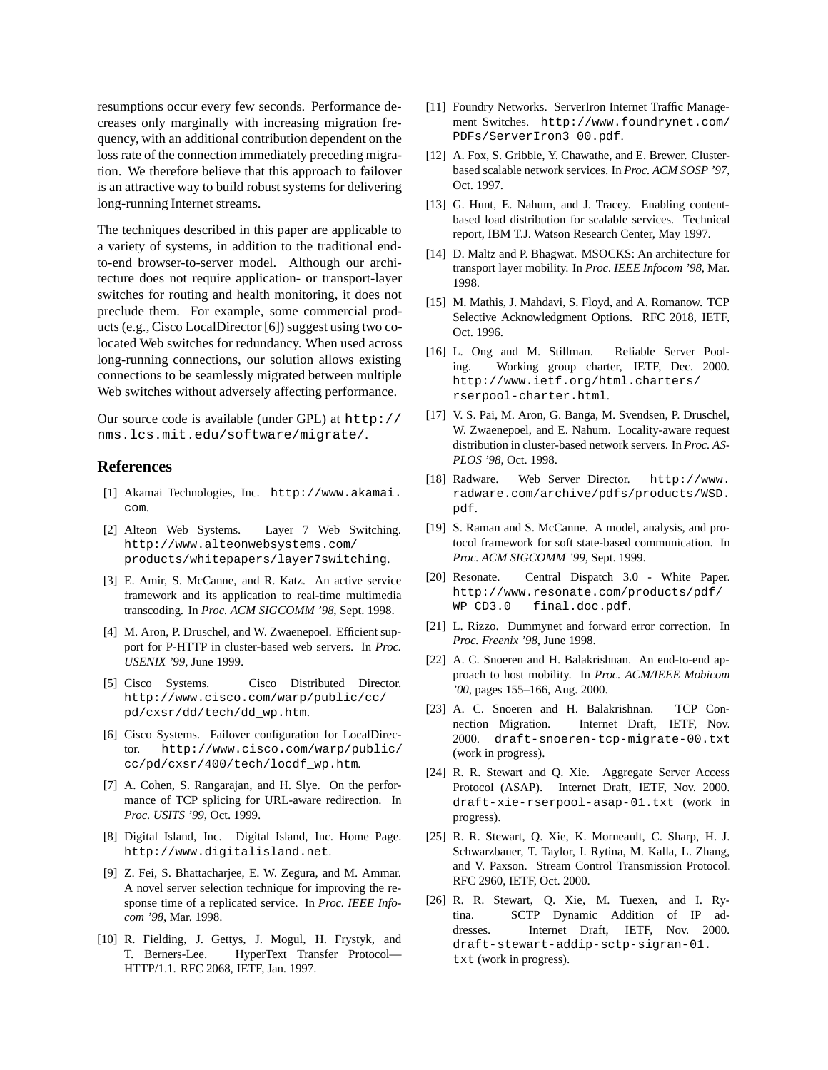resumptions occur every few seconds. Performance decreases only marginally with increasing migration frequency, with an additional contribution dependent on the loss rate of the connection immediately preceding migration. We therefore believe that this approach to failover is an attractive way to build robust systems for delivering long-running Internet streams.

The techniques described in this paper are applicable to a variety of systems, in addition to the traditional end-to-end browser-to-server model. Although our architecture does not require application- or transport-layer switches for routing and health monitoring, it does not preclude them. For example, some commercial products (e.g., Cisco LocalDirector [6]) suggest using two co-located Web switches for redundancy. When used across long-running connections, our solution allows existing connections to be seamlessly migrated between multiple Web switches without adversely affecting performance.

Our source code is available (under GPL) at `http://nms.lcs.mit.edu/software/migrate/`.

## References

[1] Akamai Technologies, Inc. `http://www.akamai.com`.

[2] Alteon Web Systems. Layer 7 Web Switching. `http://www.alteonwebsystems.com/products/whitepapers/layer7switching`.

[3] E. Amir, S. McCanne, and R. Katz. An active service framework and its application to real-time multimedia transcoding. In *Proc. ACM SIGCOMM '98*, Sept. 1998.

[4] M. Aron, P. Druschel, and W. Zwaenepoel. Efficient support for P-HTTP in cluster-based web servers. In *Proc. USENIX '99*, June 1999.

[5] Cisco Systems. Cisco Distributed Director. `http://www.cisco.com/warp/public/cc/pd/cxsr/dd/tech/dd_wp.htm`.

[6] Cisco Systems. Failover configuration for LocalDirector. `http://www.cisco.com/warp/public/cc/pd/cxsr/400/tech/locdf_wp.htm`.

[7] A. Cohen, S. Rangarajan, and H. Slye. On the performance of TCP splicing for URL-aware redirection. In *Proc. USITS '99*, Oct. 1999.

[8] Digital Island, Inc. Digital Island, Inc. Home Page. `http://www.digitalisland.net`.

[9] Z. Fei, S. Bhattacharjee, E. W. Zegura, and M. Ammar. A novel server selection technique for improving the response time of a replicated service. In *Proc. IEEE Infocom '98*, Mar. 1998.

[10] R. Fielding, J. Gettys, J. Mogul, H. Frystyk, and T. Berners-Lee. HyperText Transfer Protocol—HTTP/1.1. RFC 2068, IETF, Jan. 1997.

[11] Foundry Networks. ServerIron Internet Traffic Management Switches. `http://www.foundrynet.com/PDFs/ServerIron3_00.pdf`.

[12] A. Fox, S. Gribble, Y. Chawathe, and E. Brewer. Cluster-based scalable network services. In *Proc. ACM SOSP '97*, Oct. 1997.

[13] G. Hunt, E. Nahum, and J. Tracey. Enabling content-based load distribution for scalable services. Technical report, IBM T.J. Watson Research Center, May 1997.

[14] D. Maltz and P. Bhagwat. MSOCKS: An architecture for transport layer mobility. In *Proc. IEEE Infocom '98*, Mar. 1998.

[15] M. Mathis, J. Mahdavi, S. Floyd, and A. Romanow. TCP Selective Acknowledgment Options. RFC 2018, IETF, Oct. 1996.

[16] L. Ong and M. Stillman. Reliable Server Pooling. Working group charter, IETF, Dec. 2000. `http://www.ietf.org/html.charters/rserpool-charter.html`.

[17] V. S. Pai, M. Aron, G. Banga, M. Svendsen, P. Druschel, W. Zwaenepoel, and E. Nahum. Locality-aware request distribution in cluster-based network servers. In *Proc. ASPLOS '98*, Oct. 1998.

[18] Radware. Web Server Director. `http://www.radware.com/archive/pdfs/products/WSD.pdf`.

[19] S. Raman and S. McCanne. A model, analysis, and protocol framework for soft state-based communication. In *Proc. ACM SIGCOMM '99*, Sept. 1999.

[20] Resonate. Central Dispatch 3.0 - White Paper. `http://www.resonate.com/products/pdf/WP_CD3.0___final.doc.pdf`.

[21] L. Rizzo. Dummynet and forward error correction. In *Proc. Freenix '98*, June 1998.

[22] A. C. Snoeren and H. Balakrishnan. An end-to-end approach to host mobility. In *Proc. ACM/IEEE Mobicom '00*, pages 155–166, Aug. 2000.

[23] A. C. Snoeren and H. Balakrishnan. TCP Connection Migration. Internet Draft, IETF, Nov. 2000. `draft-snoeren-tcp-migrate-00.txt` (work in progress).

[24] R. R. Stewart and Q. Xie. Aggregate Server Access Protocol (ASAP). Internet Draft, IETF, Nov. 2000. `draft-xie-rserpool-asap-01.txt` (work in progress).

[25] R. R. Stewart, Q. Xie, K. Morneault, C. Sharp, H. J. Schwarzbauer, T. Taylor, I. Rytina, M. Kalla, L. Zhang, and V. Paxson. Stream Control Transmission Protocol. RFC 2960, IETF, Oct. 2000.

[26] R. R. Stewart, Q. Xie, M. Tuexen, and I. Rytina. SCTP Dynamic Addition of IP addresses. Internet Draft, IETF, Nov. 2000. `draft-stewart-addip-sctp-sigran-01.txt` (work in progress).